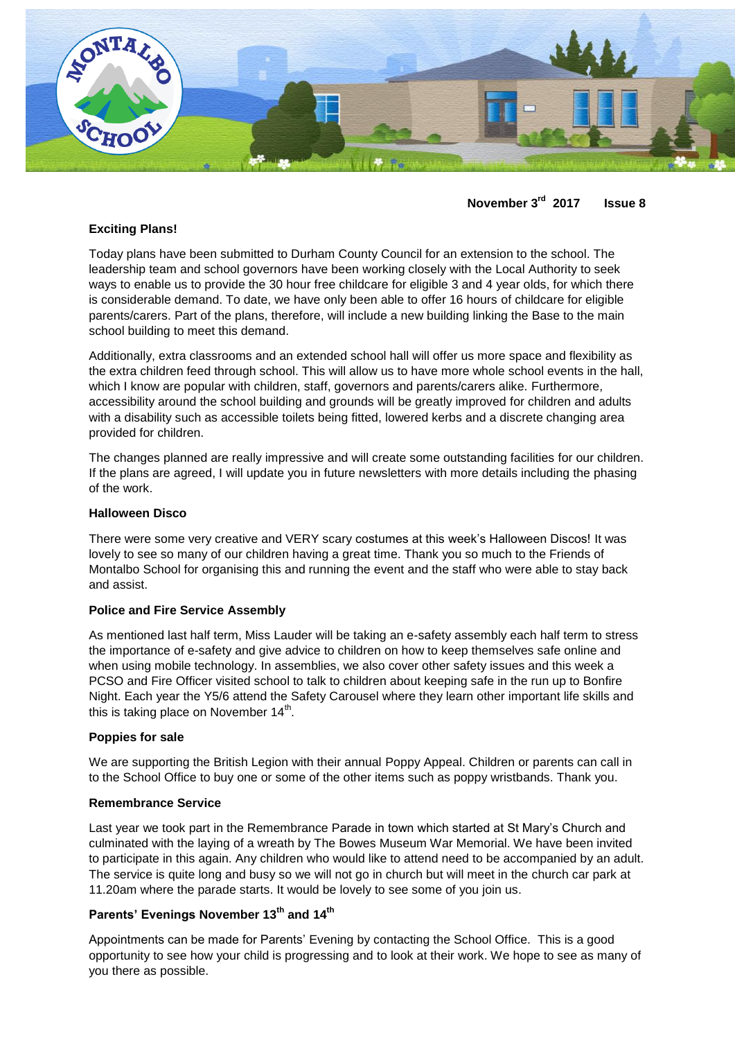**November 3rd 2017 Issue 8**

### Exciting Plans!

Today plans have been submitted to Durham County Council for an extension to the school. The leadership team and school governors have been working closely with the Local Authority to seek ways to enable us to provide the 30 hour free childcare for eligible 3 and 4 year olds, for which there is considerable demand. To date, we have only been able to offer 16 hours of childcare for eligible parents/carers. Part of the plans, therefore, will include a new building linking the Base to the main school building to meet this demand.

Additionally, extra classrooms and an extended school hall will offer us more space and flexibility as the extra children feed through school. This will allow us to have more whole school events in the hall, which I know are popular with children, staff, governors and parents/carers alike. Furthermore, accessibility around the school building and grounds will be greatly improved for children and adults with a disability such as accessible toilets being fitted, lowered kerbs and a discrete changing area provided for children.

The changes planned are really impressive and will create some outstanding facilities for our children. If the plans are agreed, I will update you in future newsletters with more details including the phasing of the work.

### Halloween Disco

There were some very creative and VERY scary costumes at this week's Halloween Discos! It was lovely to see so many of our children having a great time. Thank you so much to the Friends of Montalbo School for organising this and running the event and the staff who were able to stay back and assist.

### Police and Fire Service Assembly

As mentioned last half term, Miss Lauder will be taking an e-safety assembly each half term to stress the importance of e-safety and give advice to children on how to keep themselves safe online and when using mobile technology. In assemblies, we also cover other safety issues and this week a PCSO and Fire Officer visited school to talk to children about keeping safe in the run up to Bonfire Night. Each year the Y5/6 attend the Safety Carousel where they learn other important life skills and this is taking place on November 14th.

### Poppies for sale

We are supporting the British Legion with their annual Poppy Appeal. Children or parents can call in to the School Office to buy one or some of the other items such as poppy wristbands. Thank you.

### Remembrance Service

Last year we took part in the Remembrance Parade in town which started at St Mary's Church and culminated with the laying of a wreath by The Bowes Museum War Memorial. We have been invited to participate in this again. Any children who would like to attend need to be accompanied by an adult. The service is quite long and busy so we will not go in church but will meet in the church car park at 11.20am where the parade starts. It would be lovely to see some of you join us.

### Parents' Evenings November 13th and 14th

Appointments can be made for Parents' Evening by contacting the School Office. This is a good opportunity to see how your child is progressing and to look at their work. We hope to see as many of you there as possible.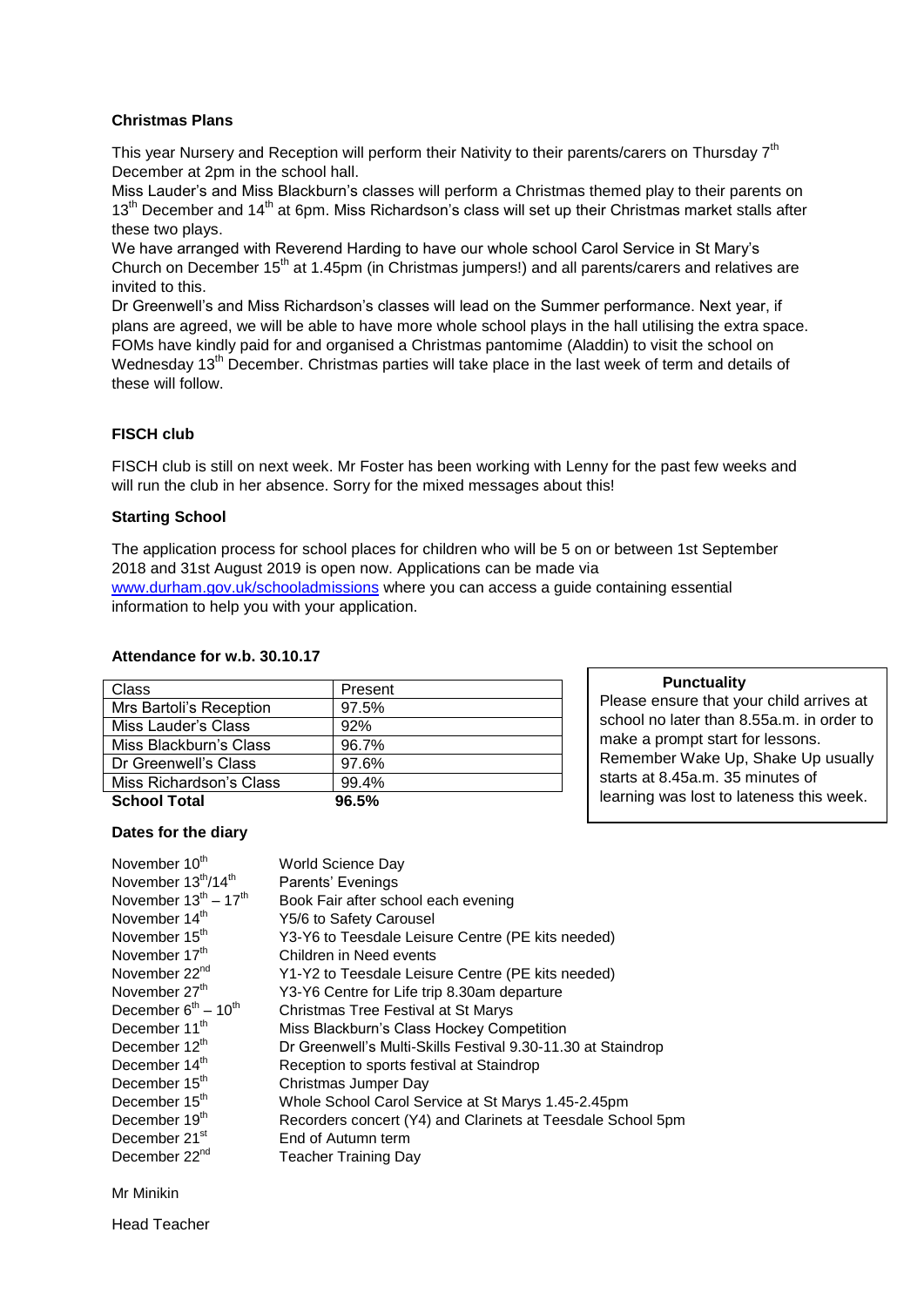**Christmas Plans**

This year Nursery and Reception will perform their Nativity to their parents/carers on Thursday 7th December at 2pm in the school hall.

Miss Lauder's and Miss Blackburn's classes will perform a Christmas themed play to their parents on 13th December and 14th at 6pm. Miss Richardson's class will set up their Christmas market stalls after these two plays.

We have arranged with Reverend Harding to have our whole school Carol Service in St Mary's Church on December 15th at 1.45pm (in Christmas jumpers!) and all parents/carers and relatives are invited to this.

Dr Greenwell's and Miss Richardson's classes will lead on the Summer performance. Next year, if plans are agreed, we will be able to have more whole school plays in the hall utilising the extra space. FOMs have kindly paid for and organised a Christmas pantomime (Aladdin) to visit the school on Wednesday 13th December. Christmas parties will take place in the last week of term and details of these will follow.

**FISCH club**

FISCH club is still on next week. Mr Foster has been working with Lenny for the past few weeks and will run the club in her absence. Sorry for the mixed messages about this!

**Starting School**

The application process for school places for children who will be 5 on or between 1st September 2018 and 31st August 2019 is open now. Applications can be made via www.durham.gov.uk/schooladmissions where you can access a guide containing essential information to help you with your application.

**Attendance for w.b. 30.10.17**

| Class | Present |
|---|---|
| Mrs Bartoli's Reception | 97.5% |
| Miss Lauder's Class | 92% |
| Miss Blackburn's Class | 96.7% |
| Dr Greenwell's Class | 97.6% |
| Miss Richardson's Class | 99.4% |
| **School Total** | **96.5%** |

**Punctuality**

Please ensure that your child arrives at school no later than 8.55a.m. in order to make a prompt start for lessons. Remember Wake Up, Shake Up usually starts at 8.45a.m. 35 minutes of learning was lost to lateness this week.

**Dates for the diary**

| | |
|---|---|
| November 10th | World Science Day |
| November 13th/14th | Parents' Evenings |
| November 13th – 17th | Book Fair after school each evening |
| November 14th | Y5/6 to Safety Carousel |
| November 15th | Y3-Y6 to Teesdale Leisure Centre (PE kits needed) |
| November 17th | Children in Need events |
| November 22nd | Y1-Y2 to Teesdale Leisure Centre (PE kits needed) |
| November 27th | Y3-Y6 Centre for Life trip 8.30am departure |
| December 6th – 10th | Christmas Tree Festival at St Marys |
| December 11th | Miss Blackburn's Class Hockey Competition |
| December 12th | Dr Greenwell's Multi-Skills Festival 9.30-11.30 at Staindrop |
| December 14th | Reception to sports festival at Staindrop |
| December 15th | Christmas Jumper Day |
| December 15th | Whole School Carol Service at St Marys 1.45-2.45pm |
| December 19th | Recorders concert (Y4) and Clarinets at Teesdale School 5pm |
| December 21st | End of Autumn term |
| December 22nd | Teacher Training Day |

Mr Minikin

Head Teacher